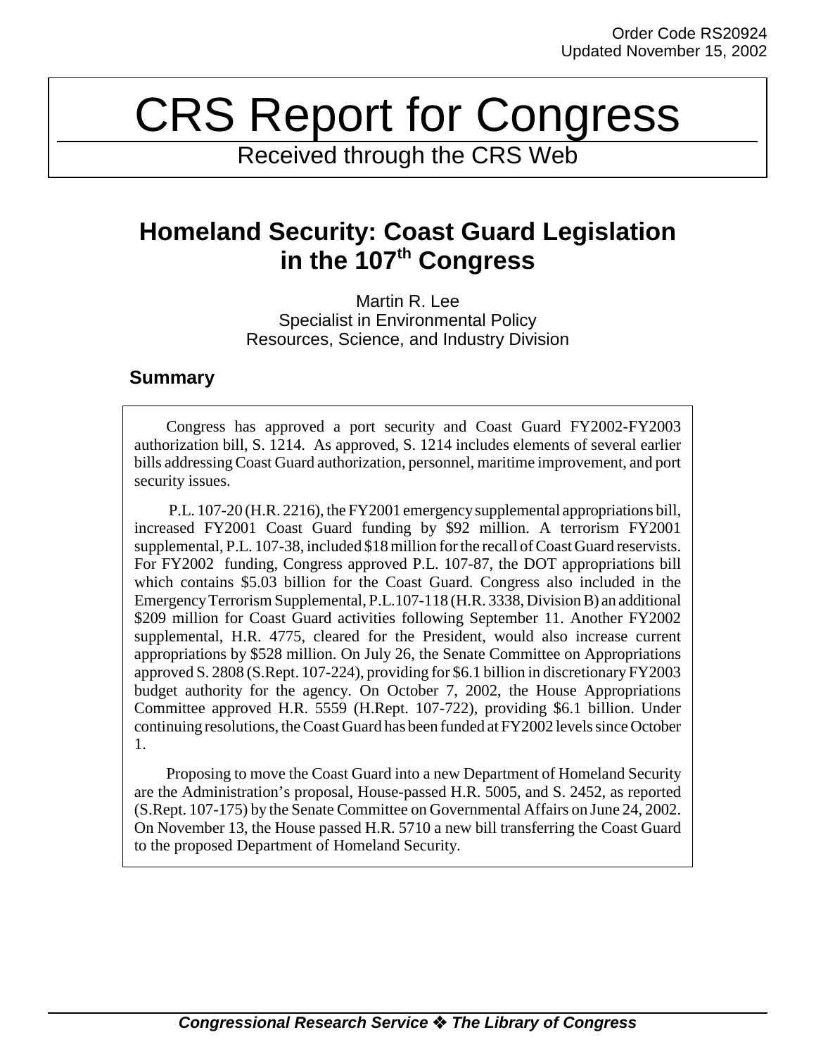Order Code RS20924
Updated November 15, 2002

# CRS Report for Congress

Received through the CRS Web

## Homeland Security: Coast Guard Legislation in the 107th Congress

Martin R. Lee
Specialist in Environmental Policy
Resources, Science, and Industry Division

### Summary

Congress has approved a port security and Coast Guard FY2002-FY2003 authorization bill, S. 1214. As approved, S. 1214 includes elements of several earlier bills addressing Coast Guard authorization, personnel, maritime improvement, and port security issues.

P.L. 107-20 (H.R. 2216), the FY2001 emergency supplemental appropriations bill, increased FY2001 Coast Guard funding by $92 million. A terrorism FY2001 supplemental, P.L. 107-38, included $18 million for the recall of Coast Guard reservists. For FY2002 funding, Congress approved P.L. 107-87, the DOT appropriations bill which contains $5.03 billion for the Coast Guard. Congress also included in the Emergency Terrorism Supplemental, P.L.107-118 (H.R. 3338, Division B) an additional $209 million for Coast Guard activities following September 11. Another FY2002 supplemental, H.R. 4775, cleared for the President, would also increase current appropriations by $528 million. On July 26, the Senate Committee on Appropriations approved S. 2808 (S.Rept. 107-224), providing for $6.1 billion in discretionary FY2003 budget authority for the agency. On October 7, 2002, the House Appropriations Committee approved H.R. 5559 (H.Rept. 107-722), providing $6.1 billion. Under continuing resolutions, the Coast Guard has been funded at FY2002 levels since October 1.

Proposing to move the Coast Guard into a new Department of Homeland Security are the Administration's proposal, House-passed H.R. 5005, and S. 2452, as reported (S.Rept. 107-175) by the Senate Committee on Governmental Affairs on June 24, 2002. On November 13, the House passed H.R. 5710 a new bill transferring the Coast Guard to the proposed Department of Homeland Security.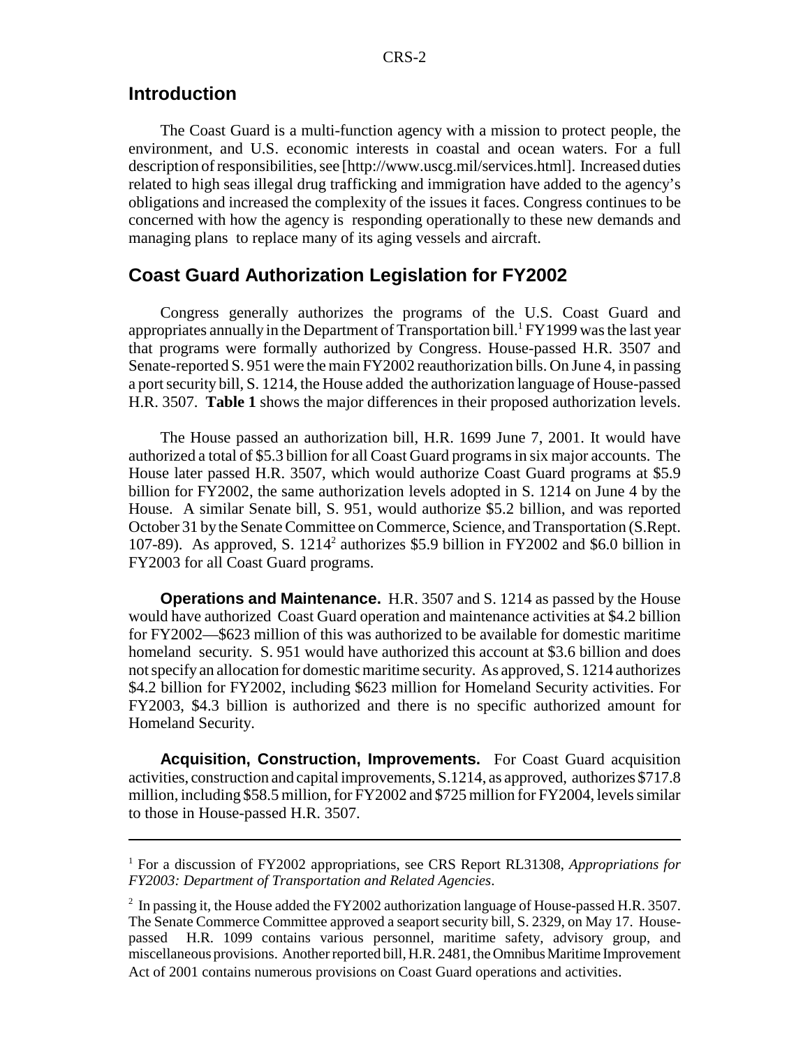## Introduction

The Coast Guard is a multi-function agency with a mission to protect people, the environment, and U.S. economic interests in coastal and ocean waters. For a full description of responsibilities, see [http://www.uscg.mil/services.html]. Increased duties related to high seas illegal drug trafficking and immigration have added to the agency's obligations and increased the complexity of the issues it faces. Congress continues to be concerned with how the agency is responding operationally to these new demands and managing plans to replace many of its aging vessels and aircraft.

## Coast Guard Authorization Legislation for FY2002

Congress generally authorizes the programs of the U.S. Coast Guard and appropriates annually in the Department of Transportation bill.[1] FY1999 was the last year that programs were formally authorized by Congress. House-passed H.R. 3507 and Senate-reported S. 951 were the main FY2002 reauthorization bills. On June 4, in passing a port security bill, S. 1214, the House added the authorization language of House-passed H.R. 3507. **Table 1** shows the major differences in their proposed authorization levels.

The House passed an authorization bill, H.R. 1699 June 7, 2001. It would have authorized a total of $5.3 billion for all Coast Guard programs in six major accounts. The House later passed H.R. 3507, which would authorize Coast Guard programs at $5.9 billion for FY2002, the same authorization levels adopted in S. 1214 on June 4 by the House. A similar Senate bill, S. 951, would authorize $5.2 billion, and was reported October 31 by the Senate Committee on Commerce, Science, and Transportation (S.Rept. 107-89). As approved, S. 1214[2] authorizes $5.9 billion in FY2002 and $6.0 billion in FY2003 for all Coast Guard programs.

**Operations and Maintenance.** H.R. 3507 and S. 1214 as passed by the House would have authorized Coast Guard operation and maintenance activities at $4.2 billion for FY2002—$623 million of this was authorized to be available for domestic maritime homeland security. S. 951 would have authorized this account at $3.6 billion and does not specify an allocation for domestic maritime security. As approved, S. 1214 authorizes $4.2 billion for FY2002, including $623 million for Homeland Security activities. For FY2003, $4.3 billion is authorized and there is no specific authorized amount for Homeland Security.

**Acquisition, Construction, Improvements.** For Coast Guard acquisition activities, construction and capital improvements, S.1214, as approved, authorizes $717.8 million, including $58.5 million, for FY2002 and $725 million for FY2004, levels similar to those in House-passed H.R. 3507.

---

[1] For a discussion of FY2002 appropriations, see CRS Report RL31308, *Appropriations for FY2003: Department of Transportation and Related Agencies*.

[2] In passing it, the House added the FY2002 authorization language of House-passed H.R. 3507. The Senate Commerce Committee approved a seaport security bill, S. 2329, on May 17. House-passed H.R. 1099 contains various personnel, maritime safety, advisory group, and miscellaneous provisions. Another reported bill, H.R. 2481, the Omnibus Maritime Improvement Act of 2001 contains numerous provisions on Coast Guard operations and activities.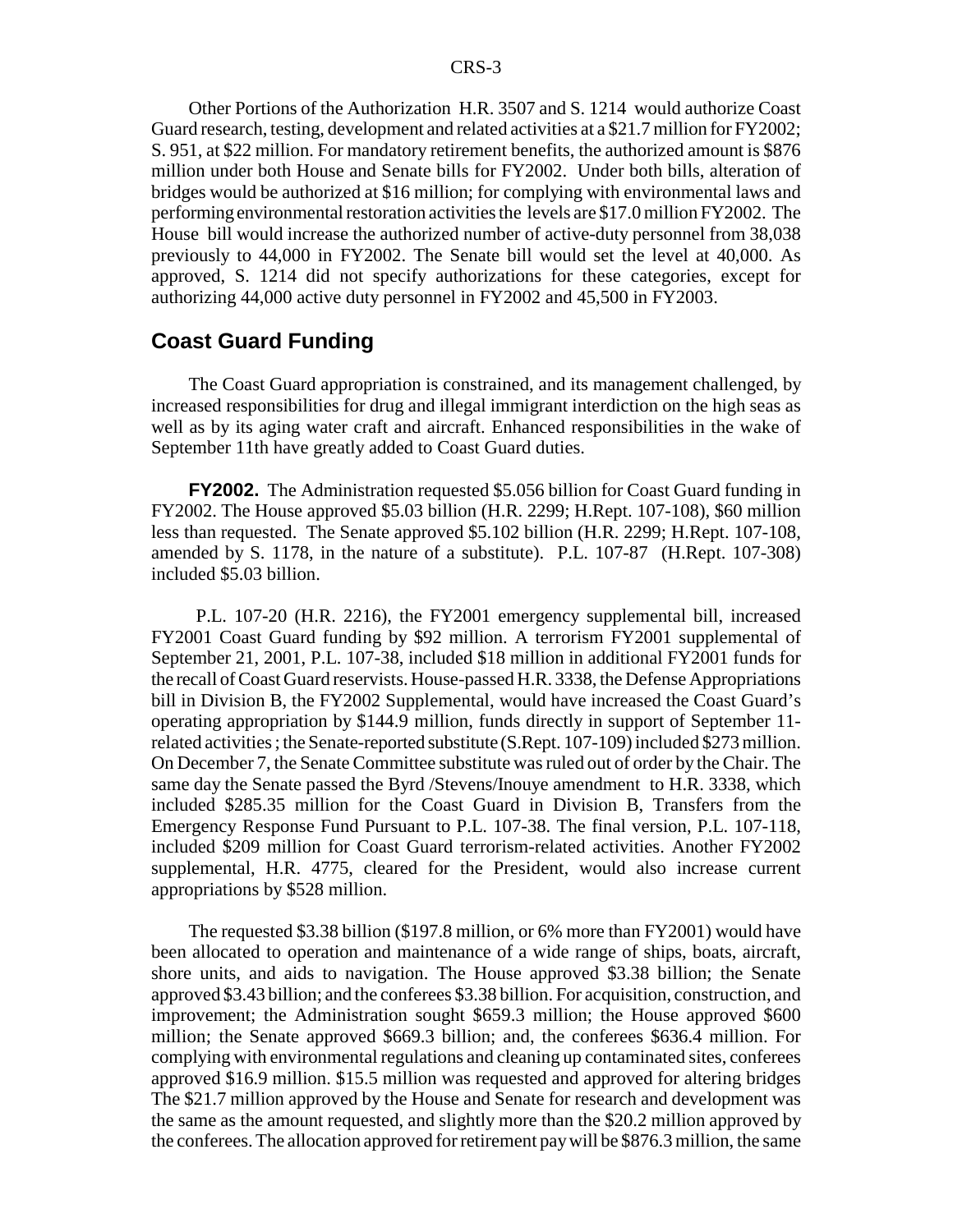Other Portions of the Authorization H.R. 3507 and S. 1214 would authorize Coast Guard research, testing, development and related activities at a $21.7 million for FY2002; S. 951, at $22 million. For mandatory retirement benefits, the authorized amount is $876 million under both House and Senate bills for FY2002. Under both bills, alteration of bridges would be authorized at $16 million; for complying with environmental laws and performing environmental restoration activities the levels are $17.0 million FY2002. The House bill would increase the authorized number of active-duty personnel from 38,038 previously to 44,000 in FY2002. The Senate bill would set the level at 40,000. As approved, S. 1214 did not specify authorizations for these categories, except for authorizing 44,000 active duty personnel in FY2002 and 45,500 in FY2003.

## Coast Guard Funding

The Coast Guard appropriation is constrained, and its management challenged, by increased responsibilities for drug and illegal immigrant interdiction on the high seas as well as by its aging water craft and aircraft. Enhanced responsibilities in the wake of September 11th have greatly added to Coast Guard duties.

**FY2002.** The Administration requested $5.056 billion for Coast Guard funding in FY2002. The House approved $5.03 billion (H.R. 2299; H.Rept. 107-108), $60 million less than requested. The Senate approved $5.102 billion (H.R. 2299; H.Rept. 107-108, amended by S. 1178, in the nature of a substitute). P.L. 107-87 (H.Rept. 107-308) included $5.03 billion.

P.L. 107-20 (H.R. 2216), the FY2001 emergency supplemental bill, increased FY2001 Coast Guard funding by $92 million. A terrorism FY2001 supplemental of September 21, 2001, P.L. 107-38, included $18 million in additional FY2001 funds for the recall of Coast Guard reservists. House-passed H.R. 3338, the Defense Appropriations bill in Division B, the FY2002 Supplemental, would have increased the Coast Guard's operating appropriation by $144.9 million, funds directly in support of September 11-related activities; the Senate-reported substitute (S.Rept. 107-109) included $273 million. On December 7, the Senate Committee substitute was ruled out of order by the Chair. The same day the Senate passed the Byrd /Stevens/Inouye amendment to H.R. 3338, which included $285.35 million for the Coast Guard in Division B, Transfers from the Emergency Response Fund Pursuant to P.L. 107-38. The final version, P.L. 107-118, included $209 million for Coast Guard terrorism-related activities. Another FY2002 supplemental, H.R. 4775, cleared for the President, would also increase current appropriations by $528 million.

The requested $3.38 billion ($197.8 million, or 6% more than FY2001) would have been allocated to operation and maintenance of a wide range of ships, boats, aircraft, shore units, and aids to navigation. The House approved $3.38 billion; the Senate approved $3.43 billion; and the conferees $3.38 billion. For acquisition, construction, and improvement; the Administration sought $659.3 million; the House approved $600 million; the Senate approved $669.3 billion; and, the conferees $636.4 million. For complying with environmental regulations and cleaning up contaminated sites, conferees approved $16.9 million. $15.5 million was requested and approved for altering bridges The $21.7 million approved by the House and Senate for research and development was the same as the amount requested, and slightly more than the $20.2 million approved by the conferees. The allocation approved for retirement pay will be $876.3 million, the same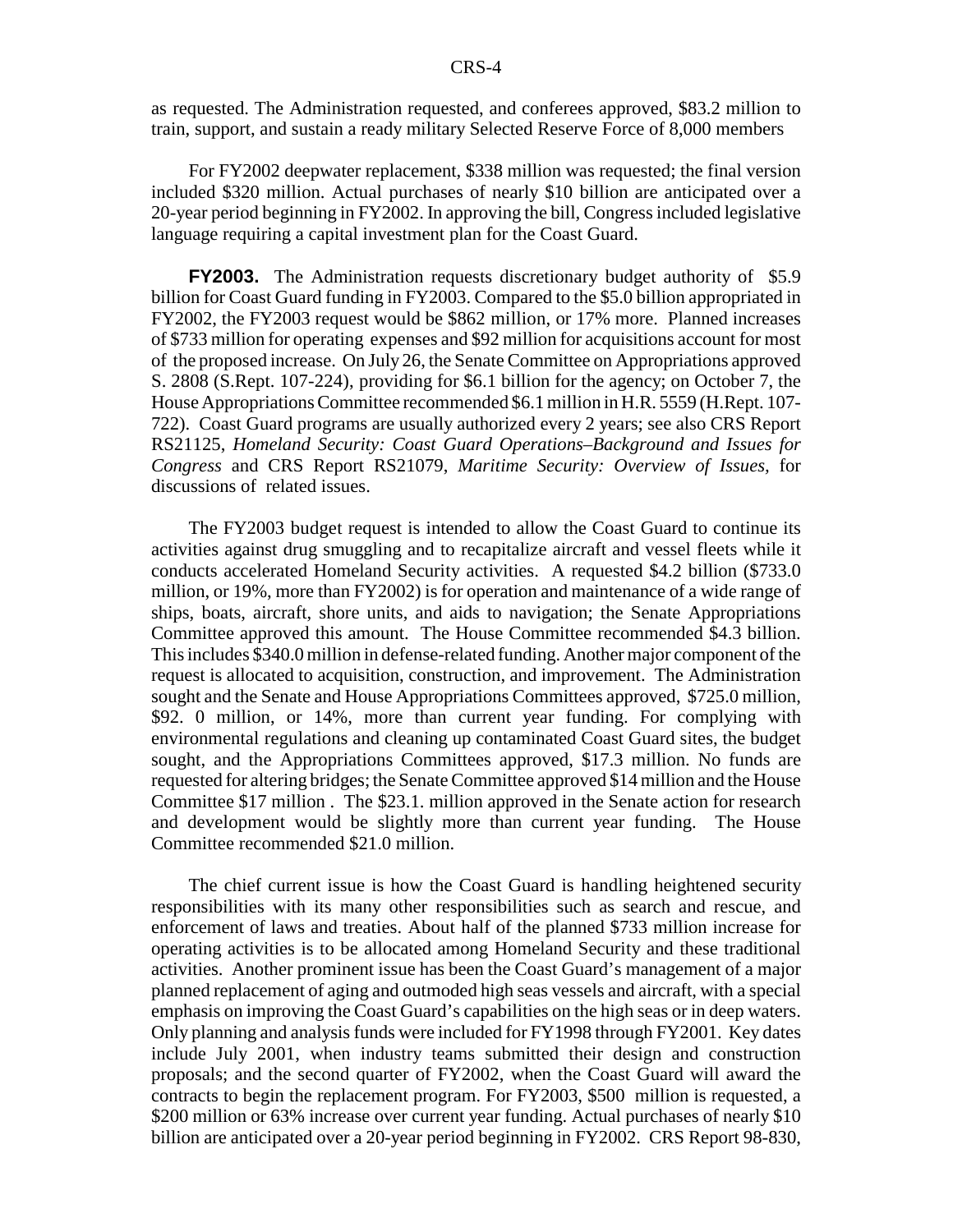as requested. The Administration requested, and conferees approved, $83.2 million to train, support, and sustain a ready military Selected Reserve Force of 8,000 members

For FY2002 deepwater replacement, $338 million was requested; the final version included $320 million. Actual purchases of nearly $10 billion are anticipated over a 20-year period beginning in FY2002. In approving the bill, Congress included legislative language requiring a capital investment plan for the Coast Guard.

**FY2003.** The Administration requests discretionary budget authority of $5.9 billion for Coast Guard funding in FY2003. Compared to the $5.0 billion appropriated in FY2002, the FY2003 request would be $862 million, or 17% more. Planned increases of $733 million for operating expenses and $92 million for acquisitions account for most of the proposed increase. On July 26, the Senate Committee on Appropriations approved S. 2808 (S.Rept. 107-224), providing for $6.1 billion for the agency; on October 7, the House Appropriations Committee recommended $6.1 million in H.R. 5559 (H.Rept. 107-722). Coast Guard programs are usually authorized every 2 years; see also CRS Report RS21125, *Homeland Security: Coast Guard Operations–Background and Issues for Congress* and CRS Report RS21079, *Maritime Security: Overview of Issues,* for discussions of related issues.

The FY2003 budget request is intended to allow the Coast Guard to continue its activities against drug smuggling and to recapitalize aircraft and vessel fleets while it conducts accelerated Homeland Security activities. A requested $4.2 billion ($733.0 million, or 19%, more than FY2002) is for operation and maintenance of a wide range of ships, boats, aircraft, shore units, and aids to navigation; the Senate Appropriations Committee approved this amount. The House Committee recommended $4.3 billion. This includes $340.0 million in defense-related funding. Another major component of the request is allocated to acquisition, construction, and improvement. The Administration sought and the Senate and House Appropriations Committees approved, $725.0 million, $92. 0 million, or 14%, more than current year funding. For complying with environmental regulations and cleaning up contaminated Coast Guard sites, the budget sought, and the Appropriations Committees approved, $17.3 million. No funds are requested for altering bridges; the Senate Committee approved $14 million and the House Committee $17 million . The $23.1. million approved in the Senate action for research and development would be slightly more than current year funding. The House Committee recommended $21.0 million.

The chief current issue is how the Coast Guard is handling heightened security responsibilities with its many other responsibilities such as search and rescue, and enforcement of laws and treaties. About half of the planned $733 million increase for operating activities is to be allocated among Homeland Security and these traditional activities. Another prominent issue has been the Coast Guard's management of a major planned replacement of aging and outmoded high seas vessels and aircraft, with a special emphasis on improving the Coast Guard's capabilities on the high seas or in deep waters. Only planning and analysis funds were included for FY1998 through FY2001. Key dates include July 2001, when industry teams submitted their design and construction proposals; and the second quarter of FY2002, when the Coast Guard will award the contracts to begin the replacement program. For FY2003, $500 million is requested, a $200 million or 63% increase over current year funding. Actual purchases of nearly $10 billion are anticipated over a 20-year period beginning in FY2002. CRS Report 98-830,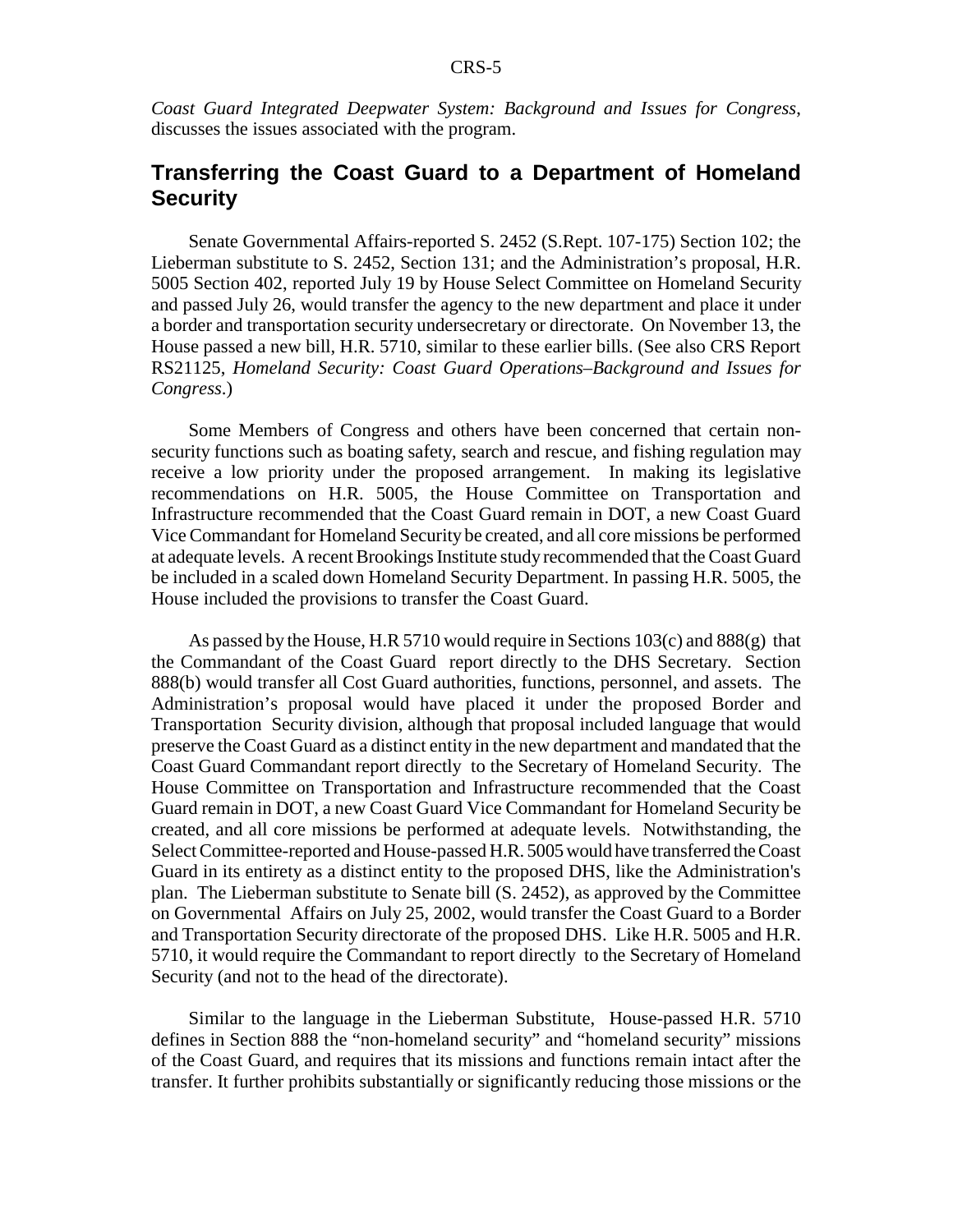*Coast Guard Integrated Deepwater System: Background and Issues for Congress*, discusses the issues associated with the program.

## Transferring the Coast Guard to a Department of Homeland Security

Senate Governmental Affairs-reported S. 2452 (S.Rept. 107-175) Section 102; the Lieberman substitute to S. 2452, Section 131; and the Administration's proposal, H.R. 5005 Section 402, reported July 19 by House Select Committee on Homeland Security and passed July 26, would transfer the agency to the new department and place it under a border and transportation security undersecretary or directorate. On November 13, the House passed a new bill, H.R. 5710, similar to these earlier bills. (See also CRS Report RS21125, *Homeland Security: Coast Guard Operations–Background and Issues for Congress*.)

Some Members of Congress and others have been concerned that certain non-security functions such as boating safety, search and rescue, and fishing regulation may receive a low priority under the proposed arrangement. In making its legislative recommendations on H.R. 5005, the House Committee on Transportation and Infrastructure recommended that the Coast Guard remain in DOT, a new Coast Guard Vice Commandant for Homeland Security be created, and all core missions be performed at adequate levels. A recent Brookings Institute study recommended that the Coast Guard be included in a scaled down Homeland Security Department. In passing H.R. 5005, the House included the provisions to transfer the Coast Guard.

As passed by the House, H.R 5710 would require in Sections 103(c) and 888(g) that the Commandant of the Coast Guard report directly to the DHS Secretary. Section 888(b) would transfer all Cost Guard authorities, functions, personnel, and assets. The Administration's proposal would have placed it under the proposed Border and Transportation Security division, although that proposal included language that would preserve the Coast Guard as a distinct entity in the new department and mandated that the Coast Guard Commandant report directly to the Secretary of Homeland Security. The House Committee on Transportation and Infrastructure recommended that the Coast Guard remain in DOT, a new Coast Guard Vice Commandant for Homeland Security be created, and all core missions be performed at adequate levels. Notwithstanding, the Select Committee-reported and House-passed H.R. 5005 would have transferred the Coast Guard in its entirety as a distinct entity to the proposed DHS, like the Administration's plan. The Lieberman substitute to Senate bill (S. 2452), as approved by the Committee on Governmental Affairs on July 25, 2002, would transfer the Coast Guard to a Border and Transportation Security directorate of the proposed DHS. Like H.R. 5005 and H.R. 5710, it would require the Commandant to report directly to the Secretary of Homeland Security (and not to the head of the directorate).

Similar to the language in the Lieberman Substitute, House-passed H.R. 5710 defines in Section 888 the "non-homeland security" and "homeland security" missions of the Coast Guard, and requires that its missions and functions remain intact after the transfer. It further prohibits substantially or significantly reducing those missions or the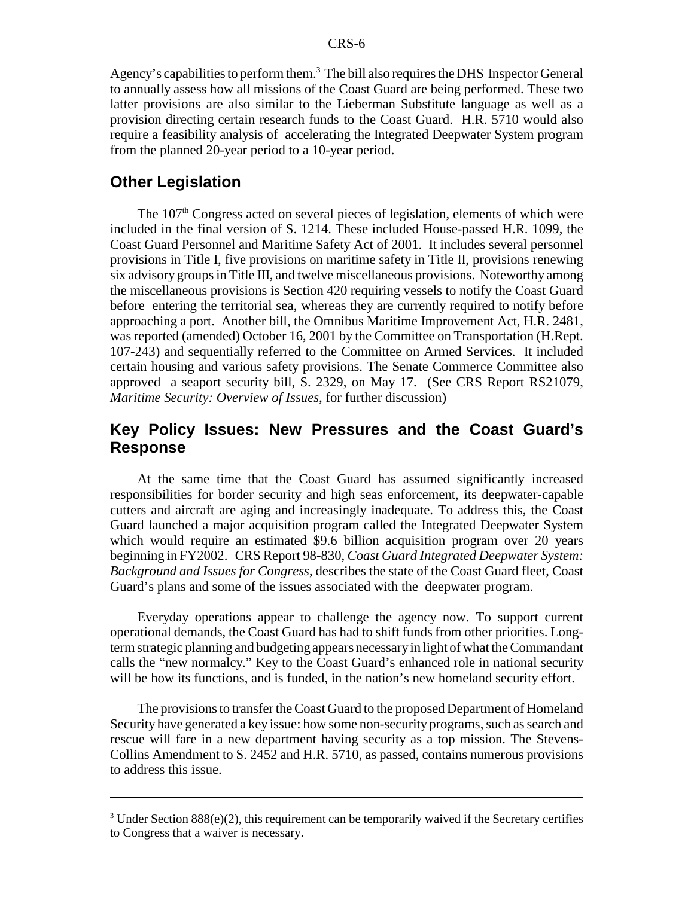Agency's capabilities to perform them.[3] The bill also requires the DHS Inspector General to annually assess how all missions of the Coast Guard are being performed. These two latter provisions are also similar to the Lieberman Substitute language as well as a provision directing certain research funds to the Coast Guard. H.R. 5710 would also require a feasibility analysis of accelerating the Integrated Deepwater System program from the planned 20-year period to a 10-year period.

## Other Legislation

The 107th Congress acted on several pieces of legislation, elements of which were included in the final version of S. 1214. These included House-passed H.R. 1099, the Coast Guard Personnel and Maritime Safety Act of 2001. It includes several personnel provisions in Title I, five provisions on maritime safety in Title II, provisions renewing six advisory groups in Title III, and twelve miscellaneous provisions. Noteworthy among the miscellaneous provisions is Section 420 requiring vessels to notify the Coast Guard before entering the territorial sea, whereas they are currently required to notify before approaching a port. Another bill, the Omnibus Maritime Improvement Act, H.R. 2481, was reported (amended) October 16, 2001 by the Committee on Transportation (H.Rept. 107-243) and sequentially referred to the Committee on Armed Services. It included certain housing and various safety provisions. The Senate Commerce Committee also approved a seaport security bill, S. 2329, on May 17. (See CRS Report RS21079, *Maritime Security: Overview of Issues*, for further discussion)

## Key Policy Issues: New Pressures and the Coast Guard's Response

At the same time that the Coast Guard has assumed significantly increased responsibilities for border security and high seas enforcement, its deepwater-capable cutters and aircraft are aging and increasingly inadequate. To address this, the Coast Guard launched a major acquisition program called the Integrated Deepwater System which would require an estimated $9.6 billion acquisition program over 20 years beginning in FY2002. CRS Report 98-830, *Coast Guard Integrated Deepwater System: Background and Issues for Congress*, describes the state of the Coast Guard fleet, Coast Guard's plans and some of the issues associated with the deepwater program.

Everyday operations appear to challenge the agency now. To support current operational demands, the Coast Guard has had to shift funds from other priorities. Long-term strategic planning and budgeting appears necessary in light of what the Commandant calls the "new normalcy." Key to the Coast Guard's enhanced role in national security will be how its functions, and is funded, in the nation's new homeland security effort.

The provisions to transfer the Coast Guard to the proposed Department of Homeland Security have generated a key issue: how some non-security programs, such as search and rescue will fare in a new department having security as a top mission. The Stevens-Collins Amendment to S. 2452 and H.R. 5710, as passed, contains numerous provisions to address this issue.

---

[3] Under Section 888(e)(2), this requirement can be temporarily waived if the Secretary certifies to Congress that a waiver is necessary.